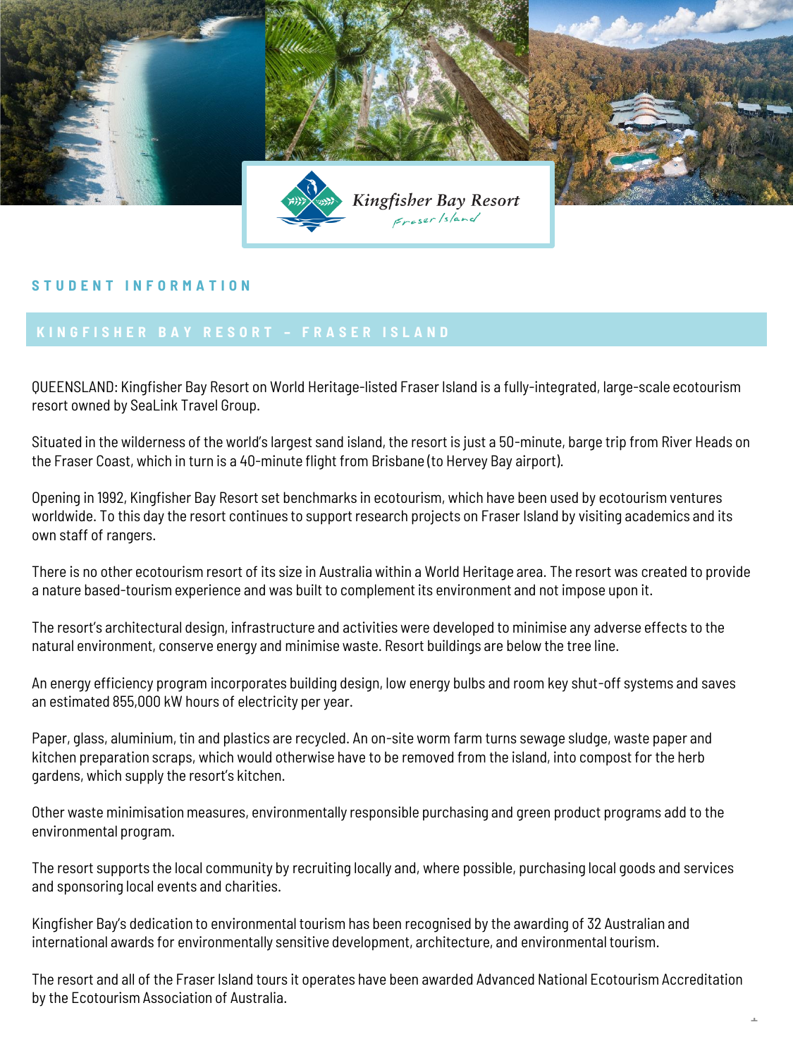Kingfisher Bay Resort
Fraser Island

## STUDENT INFORMATION

## KINGFISHER BAY RESORT – FRASER ISLAND

QUEENSLAND: Kingfisher Bay Resort on World Heritage-listed Fraser Island is a fully-integrated, large-scale ecotourism resort owned by SeaLink Travel Group.

Situated in the wilderness of the world's largest sand island, the resort is just a 50-minute, barge trip from River Heads on the Fraser Coast, which in turn is a 40-minute flight from Brisbane (to Hervey Bay airport).

Opening in 1992, Kingfisher Bay Resort set benchmarks in ecotourism, which have been used by ecotourism ventures worldwide. To this day the resort continues to support research projects on Fraser Island by visiting academics and its own staff of rangers.

There is no other ecotourism resort of its size in Australia within a World Heritage area. The resort was created to provide a nature based-tourism experience and was built to complement its environment and not impose upon it.

The resort's architectural design, infrastructure and activities were developed to minimise any adverse effects to the natural environment, conserve energy and minimise waste. Resort buildings are below the tree line.

An energy efficiency program incorporates building design, low energy bulbs and room key shut-off systems and saves an estimated 855,000 kW hours of electricity per year.

Paper, glass, aluminium, tin and plastics are recycled. An on-site worm farm turns sewage sludge, waste paper and kitchen preparation scraps, which would otherwise have to be removed from the island, into compost for the herb gardens, which supply the resort's kitchen.

Other waste minimisation measures, environmentally responsible purchasing and green product programs add to the environmental program.

The resort supports the local community by recruiting locally and, where possible, purchasing local goods and services and sponsoring local events and charities.

Kingfisher Bay's dedication to environmental tourism has been recognised by the awarding of 32 Australian and international awards for environmentally sensitive development, architecture, and environmental tourism.

The resort and all of the Fraser Island tours it operates have been awarded Advanced National Ecotourism Accreditation by the Ecotourism Association of Australia.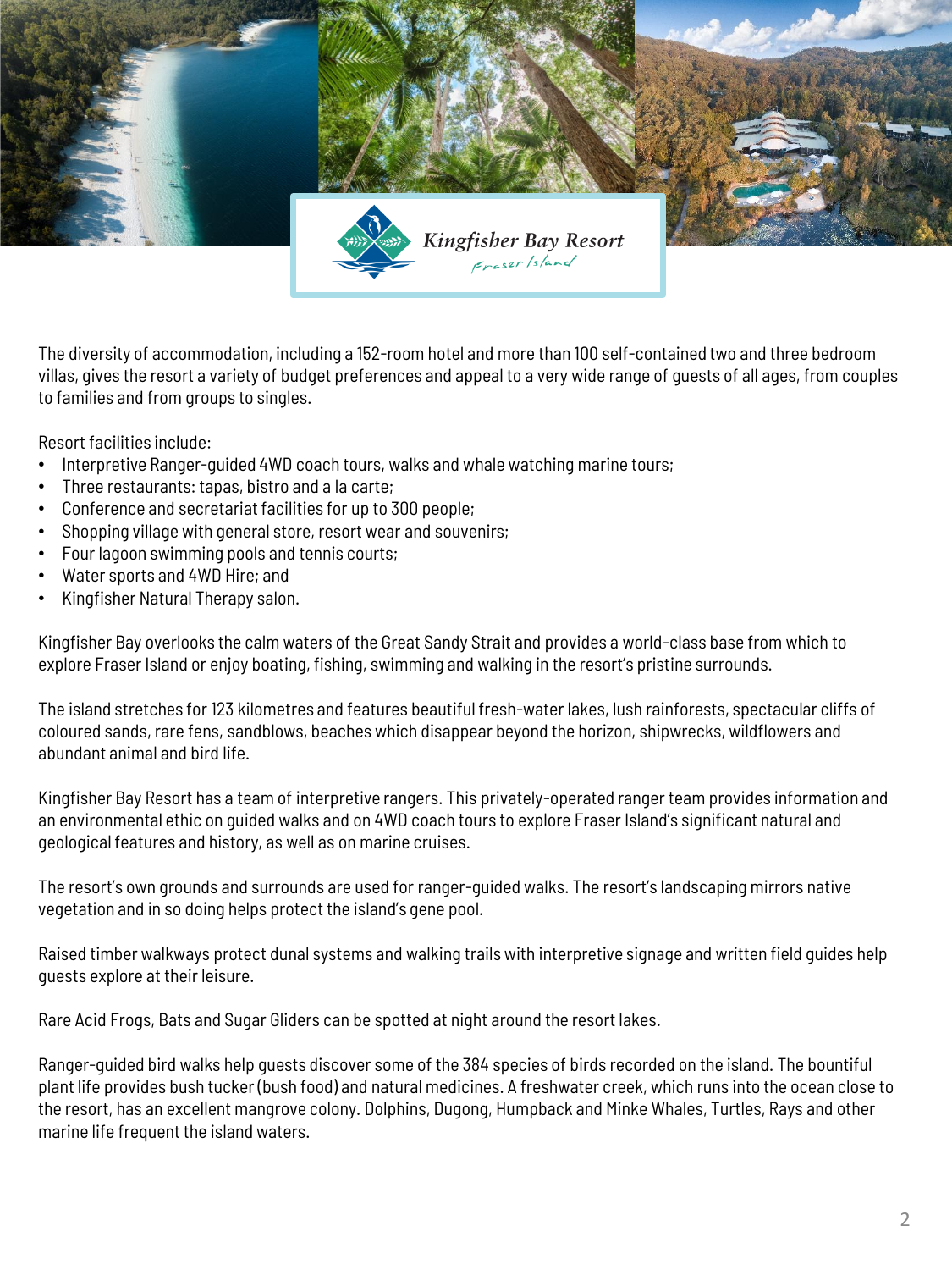Kingfisher Bay Resort
Fraser Island

The diversity of accommodation, including a 152-room hotel and more than 100 self-contained two and three bedroom villas, gives the resort a variety of budget preferences and appeal to a very wide range of guests of all ages, from couples to families and from groups to singles.

Resort facilities include:

- Interpretive Ranger-guided 4WD coach tours, walks and whale watching marine tours;
- Three restaurants: tapas, bistro and a la carte;
- Conference and secretariat facilities for up to 300 people;
- Shopping village with general store, resort wear and souvenirs;
- Four lagoon swimming pools and tennis courts;
- Water sports and 4WD Hire; and
- Kingfisher Natural Therapy salon.

Kingfisher Bay overlooks the calm waters of the Great Sandy Strait and provides a world-class base from which to explore Fraser Island or enjoy boating, fishing, swimming and walking in the resort's pristine surrounds.

The island stretches for 123 kilometres and features beautiful fresh-water lakes, lush rainforests, spectacular cliffs of coloured sands, rare fens, sandblows, beaches which disappear beyond the horizon, shipwrecks, wildflowers and abundant animal and bird life.

Kingfisher Bay Resort has a team of interpretive rangers. This privately-operated ranger team provides information and an environmental ethic on guided walks and on 4WD coach tours to explore Fraser Island's significant natural and geological features and history, as well as on marine cruises.

The resort's own grounds and surrounds are used for ranger-guided walks. The resort's landscaping mirrors native vegetation and in so doing helps protect the island's gene pool.

Raised timber walkways protect dunal systems and walking trails with interpretive signage and written field guides help guests explore at their leisure.

Rare Acid Frogs, Bats and Sugar Gliders can be spotted at night around the resort lakes.

Ranger-guided bird walks help guests discover some of the 384 species of birds recorded on the island. The bountiful plant life provides bush tucker (bush food) and natural medicines. A freshwater creek, which runs into the ocean close to the resort, has an excellent mangrove colony. Dolphins, Dugong, Humpback and Minke Whales, Turtles, Rays and other marine life frequent the island waters.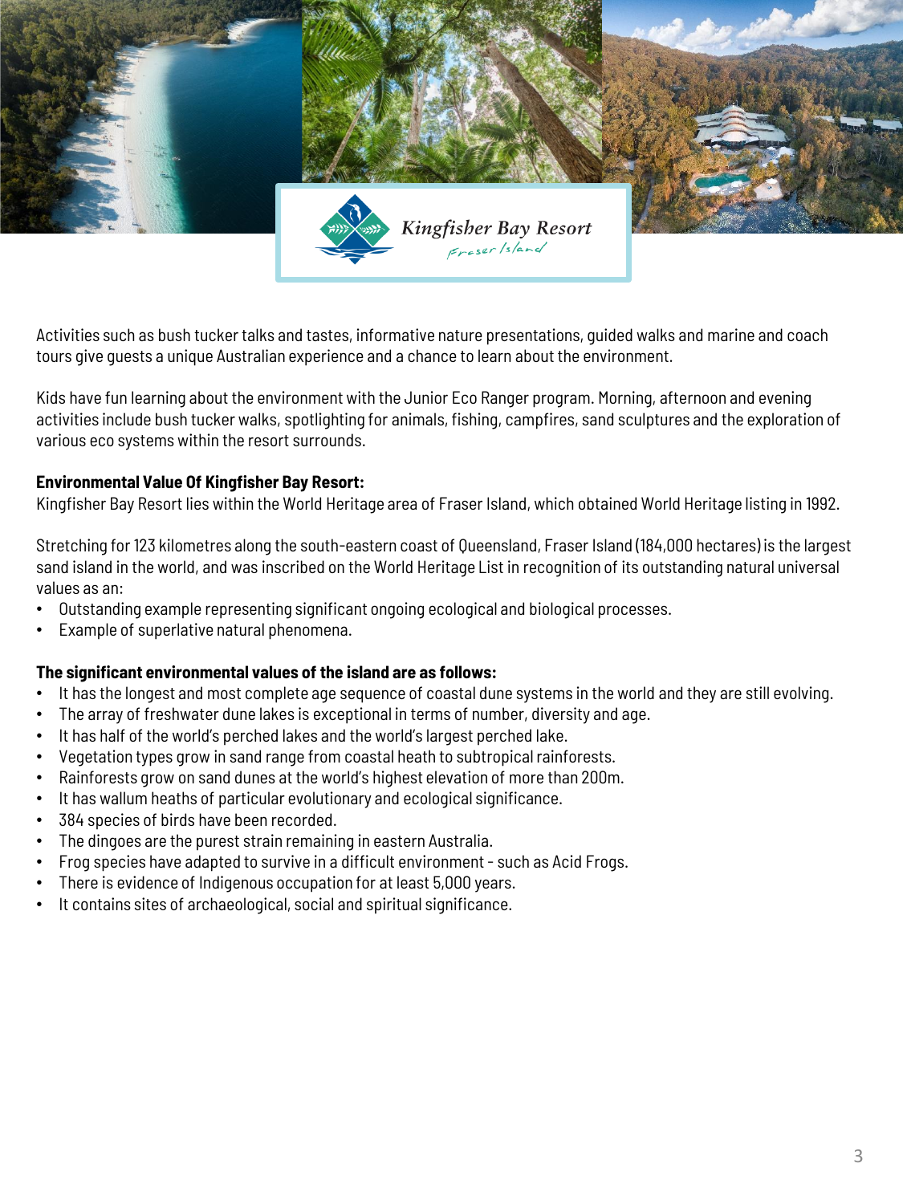Activities such as bush tucker talks and tastes, informative nature presentations, guided walks and marine and coach tours give guests a unique Australian experience and a chance to learn about the environment.

Kids have fun learning about the environment with the Junior Eco Ranger program. Morning, afternoon and evening activities include bush tucker walks, spotlighting for animals, fishing, campfires, sand sculptures and the exploration of various eco systems within the resort surrounds.

**Environmental Value Of Kingfisher Bay Resort:**
Kingfisher Bay Resort lies within the World Heritage area of Fraser Island, which obtained World Heritage listing in 1992.

Stretching for 123 kilometres along the south-eastern coast of Queensland, Fraser Island (184,000 hectares) is the largest sand island in the world, and was inscribed on the World Heritage List in recognition of its outstanding natural universal values as an:

- Outstanding example representing significant ongoing ecological and biological processes.
- Example of superlative natural phenomena.

**The significant environmental values of the island are as follows:**

- It has the longest and most complete age sequence of coastal dune systems in the world and they are still evolving.
- The array of freshwater dune lakes is exceptional in terms of number, diversity and age.
- It has half of the world's perched lakes and the world's largest perched lake.
- Vegetation types grow in sand range from coastal heath to subtropical rainforests.
- Rainforests grow on sand dunes at the world's highest elevation of more than 200m.
- It has wallum heaths of particular evolutionary and ecological significance.
- 384 species of birds have been recorded.
- The dingoes are the purest strain remaining in eastern Australia.
- Frog species have adapted to survive in a difficult environment - such as Acid Frogs.
- There is evidence of Indigenous occupation for at least 5,000 years.
- It contains sites of archaeological, social and spiritual significance.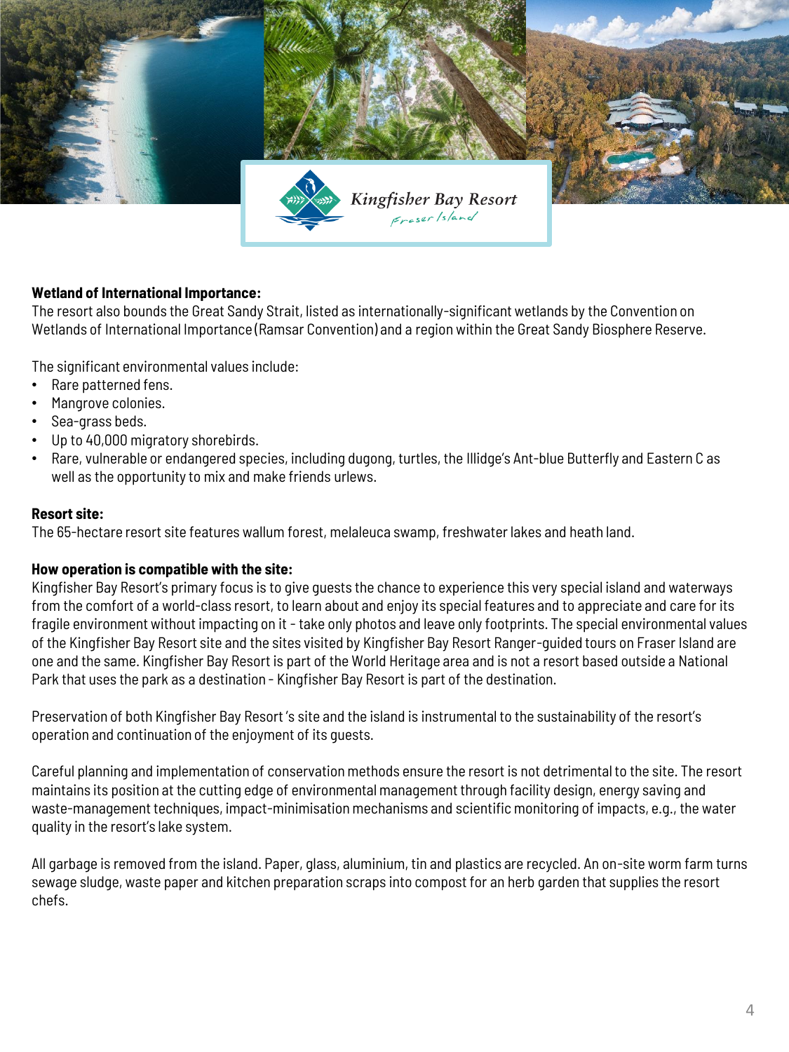**Wetland of International Importance:**
The resort also bounds the Great Sandy Strait, listed as internationally-significant wetlands by the Convention on Wetlands of International Importance (Ramsar Convention) and a region within the Great Sandy Biosphere Reserve.

The significant environmental values include:

- Rare patterned fens.
- Mangrove colonies.
- Sea-grass beds.
- Up to 40,000 migratory shorebirds.
- Rare, vulnerable or endangered species, including dugong, turtles, the Illidge's Ant-blue Butterfly and Eastern C as well as the opportunity to mix and make friends urlews.

**Resort site:**
The 65-hectare resort site features wallum forest, melaleuca swamp, freshwater lakes and heath land.

**How operation is compatible with the site:**
Kingfisher Bay Resort's primary focus is to give guests the chance to experience this very special island and waterways from the comfort of a world-class resort, to learn about and enjoy its special features and to appreciate and care for its fragile environment without impacting on it - take only photos and leave only footprints. The special environmental values of the Kingfisher Bay Resort site and the sites visited by Kingfisher Bay Resort Ranger-guided tours on Fraser Island are one and the same. Kingfisher Bay Resort is part of the World Heritage area and is not a resort based outside a National Park that uses the park as a destination - Kingfisher Bay Resort is part of the destination.

Preservation of both Kingfisher Bay Resort 's site and the island is instrumental to the sustainability of the resort's operation and continuation of the enjoyment of its guests.

Careful planning and implementation of conservation methods ensure the resort is not detrimental to the site. The resort maintains its position at the cutting edge of environmental management through facility design, energy saving and waste-management techniques, impact-minimisation mechanisms and scientific monitoring of impacts, e.g., the water quality in the resort's lake system.

All garbage is removed from the island. Paper, glass, aluminium, tin and plastics are recycled. An on-site worm farm turns sewage sludge, waste paper and kitchen preparation scraps into compost for an herb garden that supplies the resort chefs.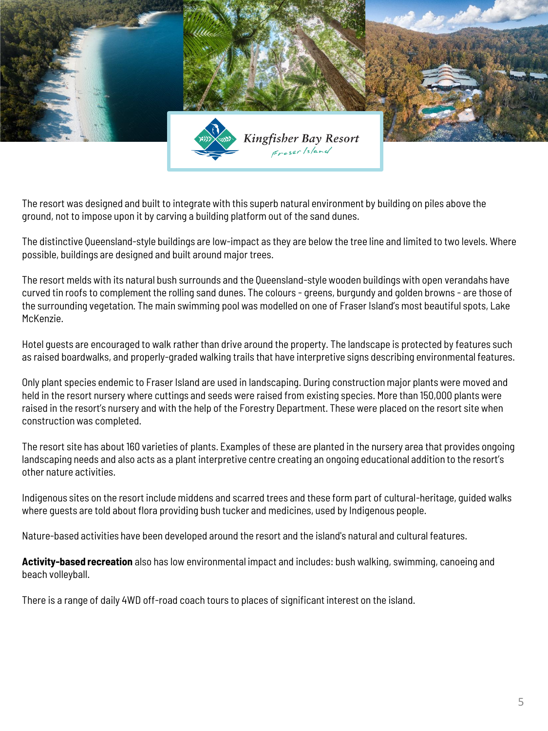Kingfisher Bay Resort
Fraser Island

The resort was designed and built to integrate with this superb natural environment by building on piles above the ground, not to impose upon it by carving a building platform out of the sand dunes.

The distinctive Queensland-style buildings are low-impact as they are below the tree line and limited to two levels. Where possible, buildings are designed and built around major trees.

The resort melds with its natural bush surrounds and the Queensland-style wooden buildings with open verandahs have curved tin roofs to complement the rolling sand dunes. The colours - greens, burgundy and golden browns - are those of the surrounding vegetation. The main swimming pool was modelled on one of Fraser Island's most beautiful spots, Lake McKenzie.

Hotel guests are encouraged to walk rather than drive around the property. The landscape is protected by features such as raised boardwalks, and properly-graded walking trails that have interpretive signs describing environmental features.

Only plant species endemic to Fraser Island are used in landscaping. During construction major plants were moved and held in the resort nursery where cuttings and seeds were raised from existing species. More than 150,000 plants were raised in the resort's nursery and with the help of the Forestry Department. These were placed on the resort site when construction was completed.

The resort site has about 160 varieties of plants. Examples of these are planted in the nursery area that provides ongoing landscaping needs and also acts as a plant interpretive centre creating an ongoing educational addition to the resort's other nature activities.

Indigenous sites on the resort include middens and scarred trees and these form part of cultural-heritage, guided walks where guests are told about flora providing bush tucker and medicines, used by Indigenous people.

Nature-based activities have been developed around the resort and the island's natural and cultural features.

**Activity-based recreation** also has low environmental impact and includes: bush walking, swimming, canoeing and beach volleyball.

There is a range of daily 4WD off-road coach tours to places of significant interest on the island.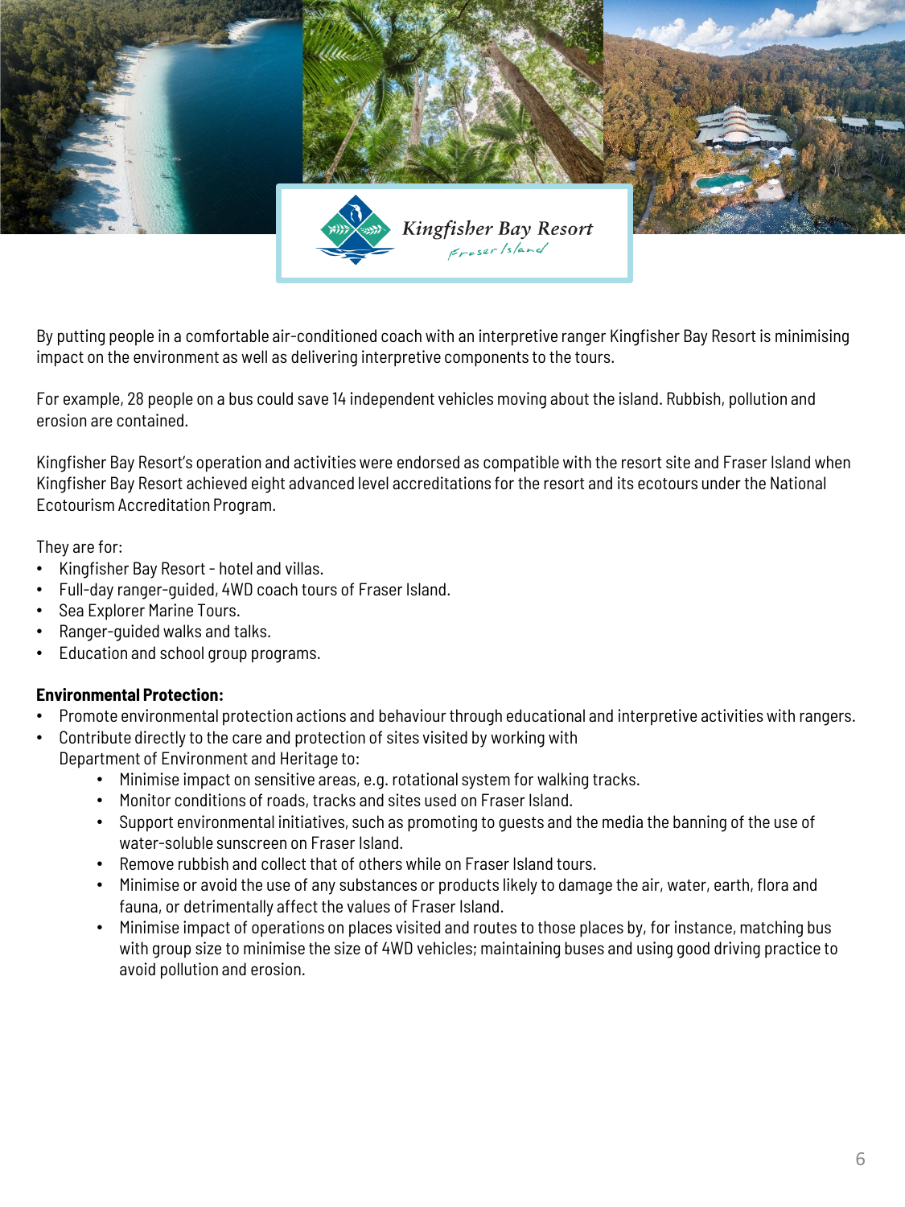Kingfisher Bay Resort
Fraser Island

By putting people in a comfortable air-conditioned coach with an interpretive ranger Kingfisher Bay Resort is minimising impact on the environment as well as delivering interpretive components to the tours.

For example, 28 people on a bus could save 14 independent vehicles moving about the island. Rubbish, pollution and erosion are contained.

Kingfisher Bay Resort's operation and activities were endorsed as compatible with the resort site and Fraser Island when Kingfisher Bay Resort achieved eight advanced level accreditations for the resort and its ecotours under the National Ecotourism Accreditation Program.

They are for:

- Kingfisher Bay Resort - hotel and villas.
- Full-day ranger-guided, 4WD coach tours of Fraser Island.
- Sea Explorer Marine Tours.
- Ranger-guided walks and talks.
- Education and school group programs.

**Environmental Protection:**

- Promote environmental protection actions and behaviour through educational and interpretive activities with rangers.
- Contribute directly to the care and protection of sites visited by working with Department of Environment and Heritage to:
    - Minimise impact on sensitive areas, e.g. rotational system for walking tracks.
    - Monitor conditions of roads, tracks and sites used on Fraser Island.
    - Support environmental initiatives, such as promoting to guests and the media the banning of the use of water-soluble sunscreen on Fraser Island.
    - Remove rubbish and collect that of others while on Fraser Island tours.
    - Minimise or avoid the use of any substances or products likely to damage the air, water, earth, flora and fauna, or detrimentally affect the values of Fraser Island.
    - Minimise impact of operations on places visited and routes to those places by, for instance, matching bus with group size to minimise the size of 4WD vehicles; maintaining buses and using good driving practice to avoid pollution and erosion.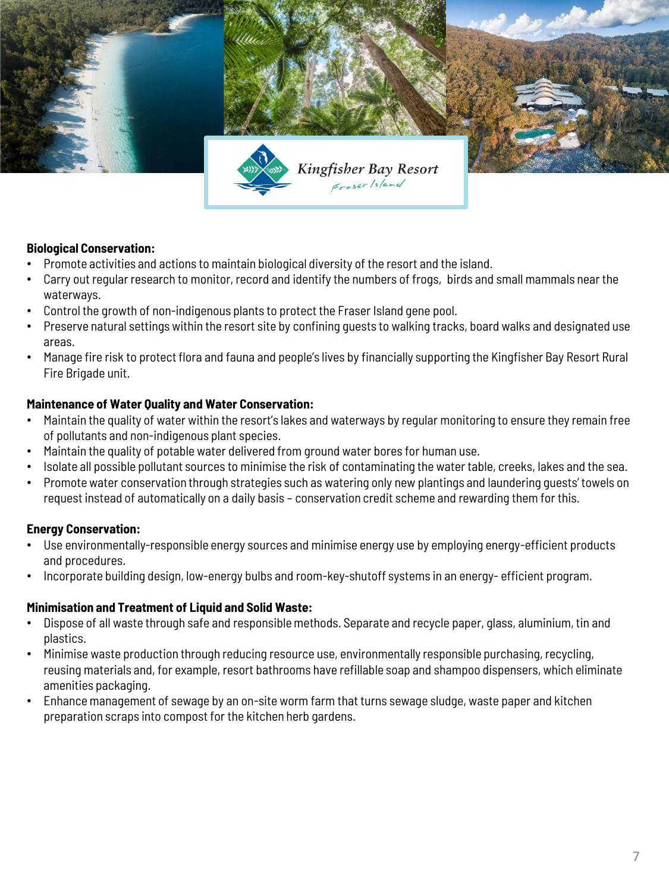**Biological Conservation:**

- Promote activities and actions to maintain biological diversity of the resort and the island.
- Carry out regular research to monitor, record and identify the numbers of frogs, birds and small mammals near the waterways.
- Control the growth of non-indigenous plants to protect the Fraser Island gene pool.
- Preserve natural settings within the resort site by confining guests to walking tracks, board walks and designated use areas.
- Manage fire risk to protect flora and fauna and people's lives by financially supporting the Kingfisher Bay Resort Rural Fire Brigade unit.

**Maintenance of Water Quality and Water Conservation:**

- Maintain the quality of water within the resort's lakes and waterways by regular monitoring to ensure they remain free of pollutants and non-indigenous plant species.
- Maintain the quality of potable water delivered from ground water bores for human use.
- Isolate all possible pollutant sources to minimise the risk of contaminating the water table, creeks, lakes and the sea.
- Promote water conservation through strategies such as watering only new plantings and laundering guests' towels on request instead of automatically on a daily basis – conservation credit scheme and rewarding them for this.

**Energy Conservation:**

- Use environmentally-responsible energy sources and minimise energy use by employing energy-efficient products and procedures.
- Incorporate building design, low-energy bulbs and room-key-shutoff systems in an energy- efficient program.

**Minimisation and Treatment of Liquid and Solid Waste:**

- Dispose of all waste through safe and responsible methods. Separate and recycle paper, glass, aluminium, tin and plastics.
- Minimise waste production through reducing resource use, environmentally responsible purchasing, recycling, reusing materials and, for example, resort bathrooms have refillable soap and shampoo dispensers, which eliminate amenities packaging.
- Enhance management of sewage by an on-site worm farm that turns sewage sludge, waste paper and kitchen preparation scraps into compost for the kitchen herb gardens.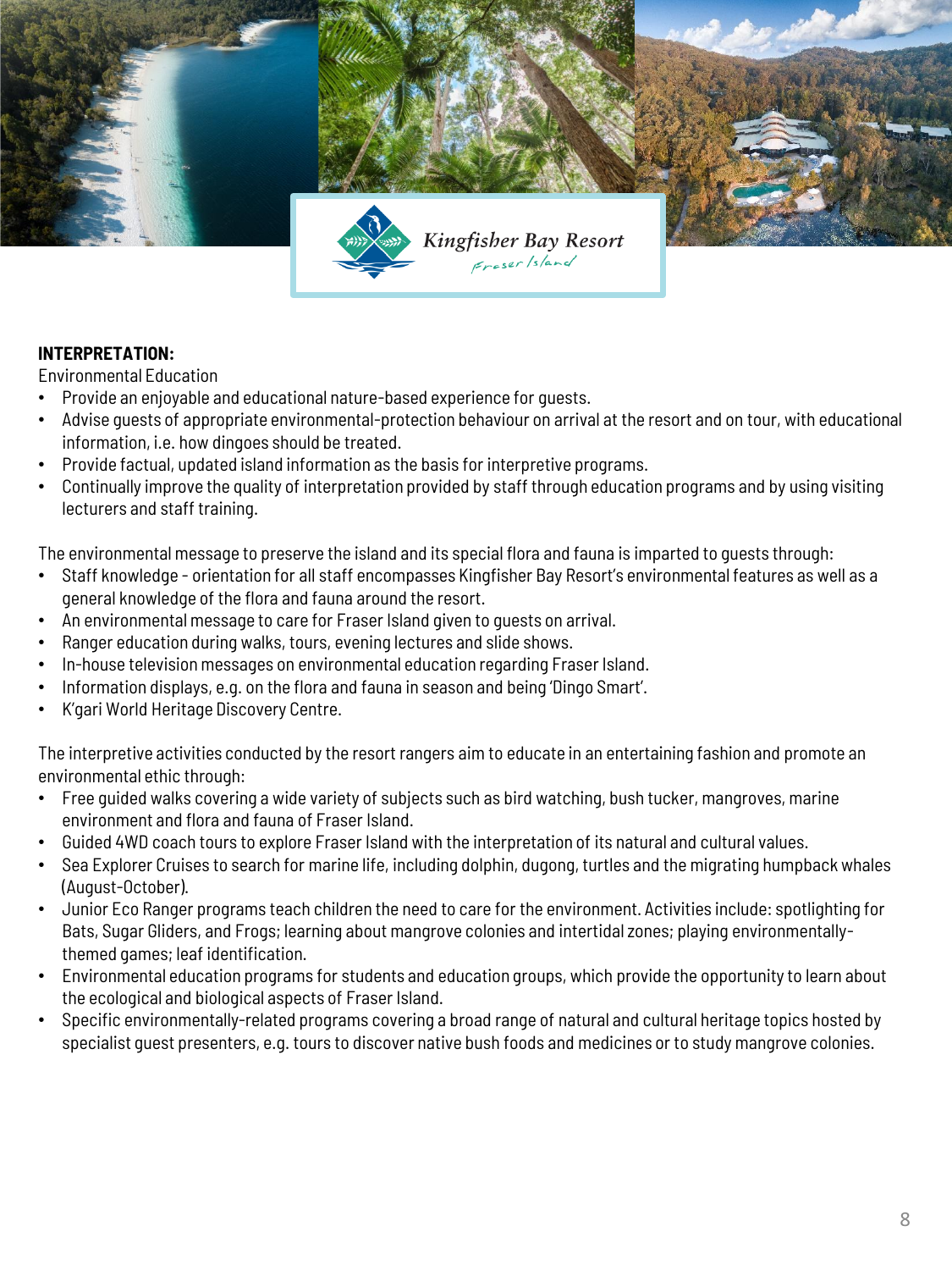**INTERPRETATION:**

Environmental Education

- Provide an enjoyable and educational nature-based experience for guests.
- Advise guests of appropriate environmental-protection behaviour on arrival at the resort and on tour, with educational information, i.e. how dingoes should be treated.
- Provide factual, updated island information as the basis for interpretive programs.
- Continually improve the quality of interpretation provided by staff through education programs and by using visiting lecturers and staff training.

The environmental message to preserve the island and its special flora and fauna is imparted to guests through:

- Staff knowledge - orientation for all staff encompasses Kingfisher Bay Resort's environmental features as well as a general knowledge of the flora and fauna around the resort.
- An environmental message to care for Fraser Island given to guests on arrival.
- Ranger education during walks, tours, evening lectures and slide shows.
- In-house television messages on environmental education regarding Fraser Island.
- Information displays, e.g. on the flora and fauna in season and being 'Dingo Smart'.
- K'gari World Heritage Discovery Centre.

The interpretive activities conducted by the resort rangers aim to educate in an entertaining fashion and promote an environmental ethic through:

- Free guided walks covering a wide variety of subjects such as bird watching, bush tucker, mangroves, marine environment and flora and fauna of Fraser Island.
- Guided 4WD coach tours to explore Fraser Island with the interpretation of its natural and cultural values.
- Sea Explorer Cruises to search for marine life, including dolphin, dugong, turtles and the migrating humpback whales (August-October).
- Junior Eco Ranger programs teach children the need to care for the environment. Activities include: spotlighting for Bats, Sugar Gliders, and Frogs; learning about mangrove colonies and intertidal zones; playing environmentally-themed games; leaf identification.
- Environmental education programs for students and education groups, which provide the opportunity to learn about the ecological and biological aspects of Fraser Island.
- Specific environmentally-related programs covering a broad range of natural and cultural heritage topics hosted by specialist guest presenters, e.g. tours to discover native bush foods and medicines or to study mangrove colonies.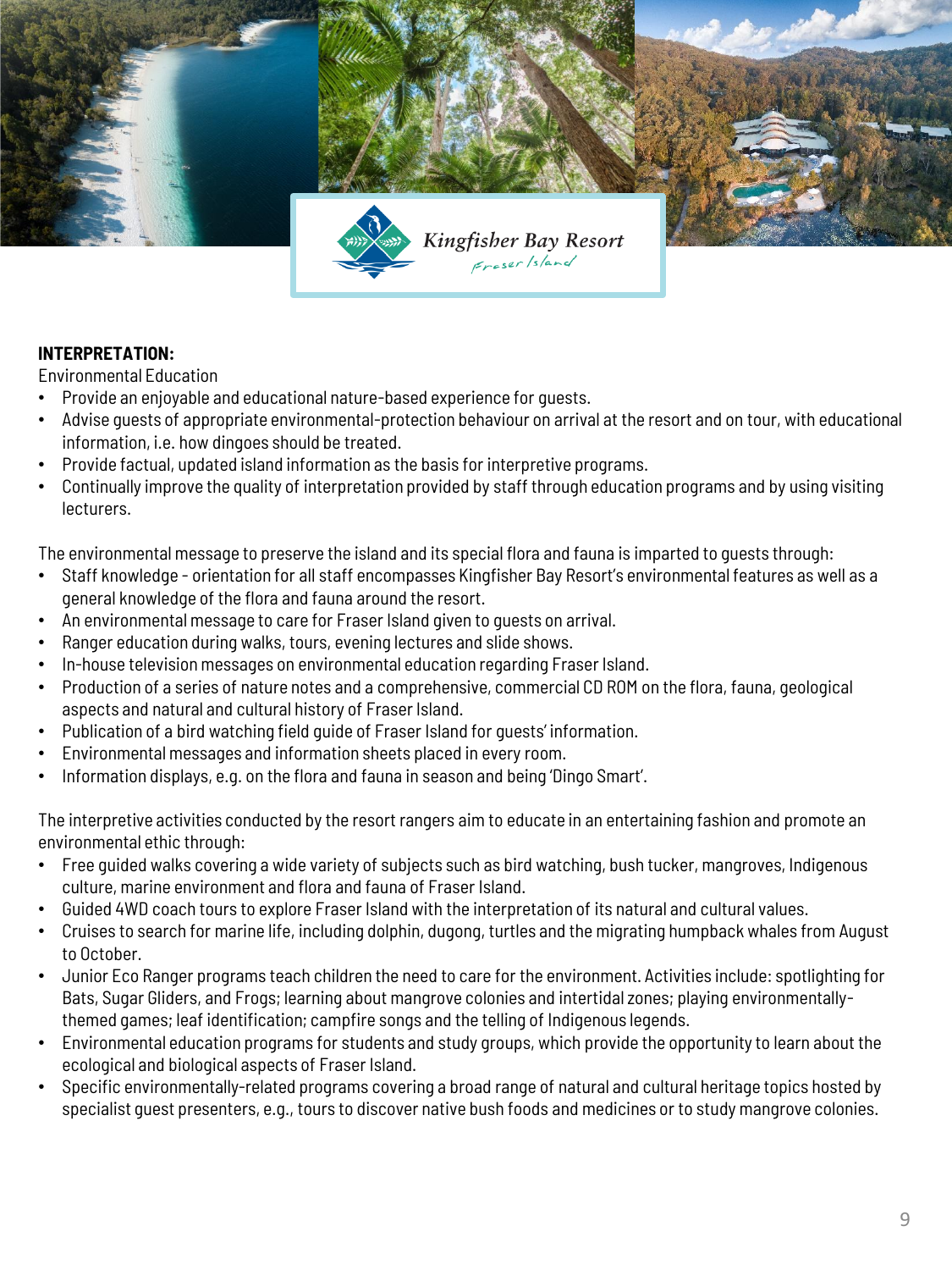**INTERPRETATION:**

Environmental Education

- Provide an enjoyable and educational nature-based experience for guests.
- Advise guests of appropriate environmental-protection behaviour on arrival at the resort and on tour, with educational information, i.e. how dingoes should be treated.
- Provide factual, updated island information as the basis for interpretive programs.
- Continually improve the quality of interpretation provided by staff through education programs and by using visiting lecturers.

The environmental message to preserve the island and its special flora and fauna is imparted to guests through:

- Staff knowledge - orientation for all staff encompasses Kingfisher Bay Resort's environmental features as well as a general knowledge of the flora and fauna around the resort.
- An environmental message to care for Fraser Island given to guests on arrival.
- Ranger education during walks, tours, evening lectures and slide shows.
- In-house television messages on environmental education regarding Fraser Island.
- Production of a series of nature notes and a comprehensive, commercial CD ROM on the flora, fauna, geological aspects and natural and cultural history of Fraser Island.
- Publication of a bird watching field guide of Fraser Island for guests' information.
- Environmental messages and information sheets placed in every room.
- Information displays, e.g. on the flora and fauna in season and being 'Dingo Smart'.

The interpretive activities conducted by the resort rangers aim to educate in an entertaining fashion and promote an environmental ethic through:

- Free guided walks covering a wide variety of subjects such as bird watching, bush tucker, mangroves, Indigenous culture, marine environment and flora and fauna of Fraser Island.
- Guided 4WD coach tours to explore Fraser Island with the interpretation of its natural and cultural values.
- Cruises to search for marine life, including dolphin, dugong, turtles and the migrating humpback whales from August to October.
- Junior Eco Ranger programs teach children the need to care for the environment. Activities include: spotlighting for Bats, Sugar Gliders, and Frogs; learning about mangrove colonies and intertidal zones; playing environmentally-themed games; leaf identification; campfire songs and the telling of Indigenous legends.
- Environmental education programs for students and study groups, which provide the opportunity to learn about the ecological and biological aspects of Fraser Island.
- Specific environmentally-related programs covering a broad range of natural and cultural heritage topics hosted by specialist guest presenters, e.g., tours to discover native bush foods and medicines or to study mangrove colonies.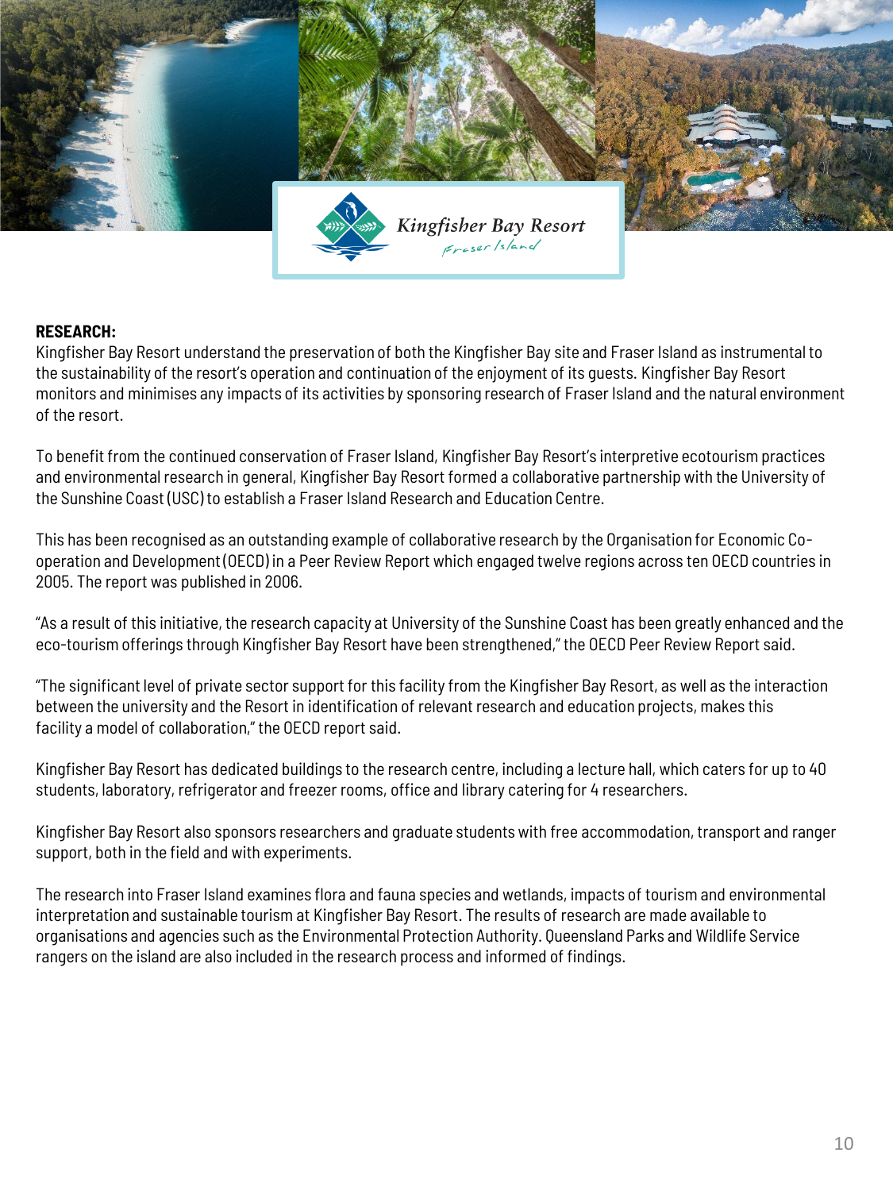Kingfisher Bay Resort
Fraser Island

**RESEARCH:**

Kingfisher Bay Resort understand the preservation of both the Kingfisher Bay site and Fraser Island as instrumental to the sustainability of the resort's operation and continuation of the enjoyment of its guests. Kingfisher Bay Resort monitors and minimises any impacts of its activities by sponsoring research of Fraser Island and the natural environment of the resort.

To benefit from the continued conservation of Fraser Island, Kingfisher Bay Resort's interpretive ecotourism practices and environmental research in general, Kingfisher Bay Resort formed a collaborative partnership with the University of the Sunshine Coast (USC) to establish a Fraser Island Research and Education Centre.

This has been recognised as an outstanding example of collaborative research by the Organisation for Economic Co-operation and Development (OECD) in a Peer Review Report which engaged twelve regions across ten OECD countries in 2005. The report was published in 2006.

"As a result of this initiative, the research capacity at University of the Sunshine Coast has been greatly enhanced and the eco-tourism offerings through Kingfisher Bay Resort have been strengthened," the OECD Peer Review Report said.

"The significant level of private sector support for this facility from the Kingfisher Bay Resort, as well as the interaction between the university and the Resort in identification of relevant research and education projects, makes this facility a model of collaboration," the OECD report said.

Kingfisher Bay Resort has dedicated buildings to the research centre, including a lecture hall, which caters for up to 40 students, laboratory, refrigerator and freezer rooms, office and library catering for 4 researchers.

Kingfisher Bay Resort also sponsors researchers and graduate students with free accommodation, transport and ranger support, both in the field and with experiments.

The research into Fraser Island examines flora and fauna species and wetlands, impacts of tourism and environmental interpretation and sustainable tourism at Kingfisher Bay Resort. The results of research are made available to organisations and agencies such as the Environmental Protection Authority. Queensland Parks and Wildlife Service rangers on the island are also included in the research process and informed of findings.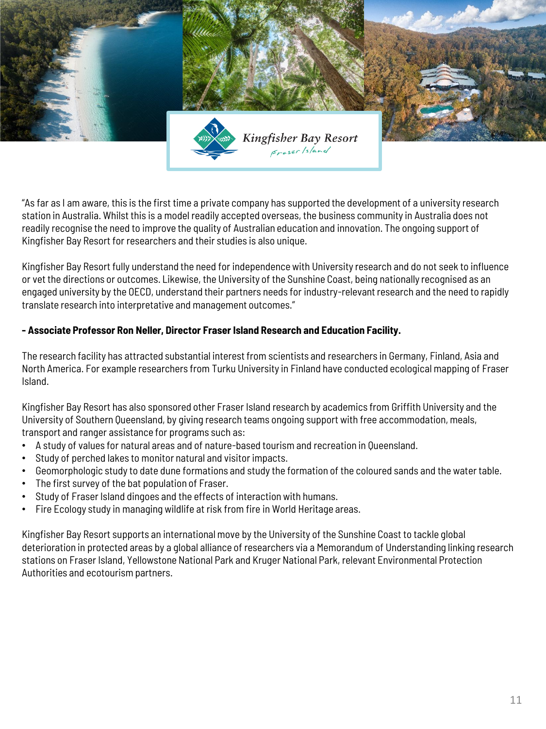"As far as I am aware, this is the first time a private company has supported the development of a university research station in Australia. Whilst this is a model readily accepted overseas, the business community in Australia does not readily recognise the need to improve the quality of Australian education and innovation. The ongoing support of Kingfisher Bay Resort for researchers and their studies is also unique.

Kingfisher Bay Resort fully understand the need for independence with University research and do not seek to influence or vet the directions or outcomes. Likewise, the University of the Sunshine Coast, being nationally recognised as an engaged university by the OECD, understand their partners needs for industry-relevant research and the need to rapidly translate research into interpretative and management outcomes."

**- Associate Professor Ron Neller, Director Fraser Island Research and Education Facility.**

The research facility has attracted substantial interest from scientists and researchers in Germany, Finland, Asia and North America. For example researchers from Turku University in Finland have conducted ecological mapping of Fraser Island.

Kingfisher Bay Resort has also sponsored other Fraser Island research by academics from Griffith University and the University of Southern Queensland, by giving research teams ongoing support with free accommodation, meals, transport and ranger assistance for programs such as:

- A study of values for natural areas and of nature-based tourism and recreation in Queensland.
- Study of perched lakes to monitor natural and visitor impacts.
- Geomorphologic study to date dune formations and study the formation of the coloured sands and the water table.
- The first survey of the bat population of Fraser.
- Study of Fraser Island dingoes and the effects of interaction with humans.
- Fire Ecology study in managing wildlife at risk from fire in World Heritage areas.

Kingfisher Bay Resort supports an international move by the University of the Sunshine Coast to tackle global deterioration in protected areas by a global alliance of researchers via a Memorandum of Understanding linking research stations on Fraser Island, Yellowstone National Park and Kruger National Park, relevant Environmental Protection Authorities and ecotourism partners.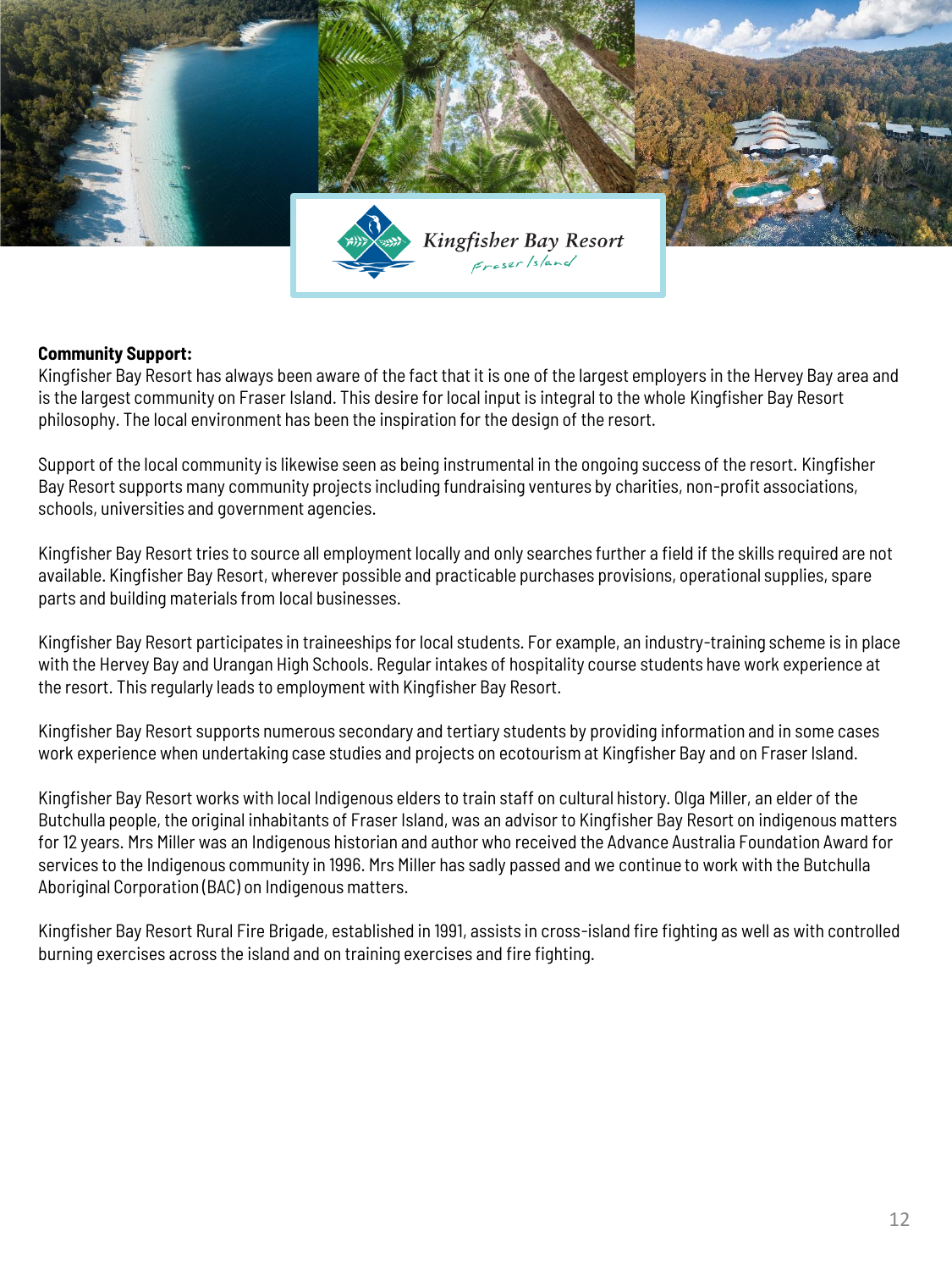Kingfisher Bay Resort

Fraser Island

**Community Support:**

Kingfisher Bay Resort has always been aware of the fact that it is one of the largest employers in the Hervey Bay area and is the largest community on Fraser Island. This desire for local input is integral to the whole Kingfisher Bay Resort philosophy. The local environment has been the inspiration for the design of the resort.

Support of the local community is likewise seen as being instrumental in the ongoing success of the resort. Kingfisher Bay Resort supports many community projects including fundraising ventures by charities, non-profit associations, schools, universities and government agencies.

Kingfisher Bay Resort tries to source all employment locally and only searches further a field if the skills required are not available. Kingfisher Bay Resort, wherever possible and practicable purchases provisions, operational supplies, spare parts and building materials from local businesses.

Kingfisher Bay Resort participates in traineeships for local students. For example, an industry-training scheme is in place with the Hervey Bay and Urangan High Schools. Regular intakes of hospitality course students have work experience at the resort. This regularly leads to employment with Kingfisher Bay Resort.

Kingfisher Bay Resort supports numerous secondary and tertiary students by providing information and in some cases work experience when undertaking case studies and projects on ecotourism at Kingfisher Bay and on Fraser Island.

Kingfisher Bay Resort works with local Indigenous elders to train staff on cultural history. Olga Miller, an elder of the Butchulla people, the original inhabitants of Fraser Island, was an advisor to Kingfisher Bay Resort on indigenous matters for 12 years. Mrs Miller was an Indigenous historian and author who received the Advance Australia Foundation Award for services to the Indigenous community in 1996. Mrs Miller has sadly passed and we continue to work with the Butchulla Aboriginal Corporation (BAC) on Indigenous matters.

Kingfisher Bay Resort Rural Fire Brigade, established in 1991, assists in cross-island fire fighting as well as with controlled burning exercises across the island and on training exercises and fire fighting.